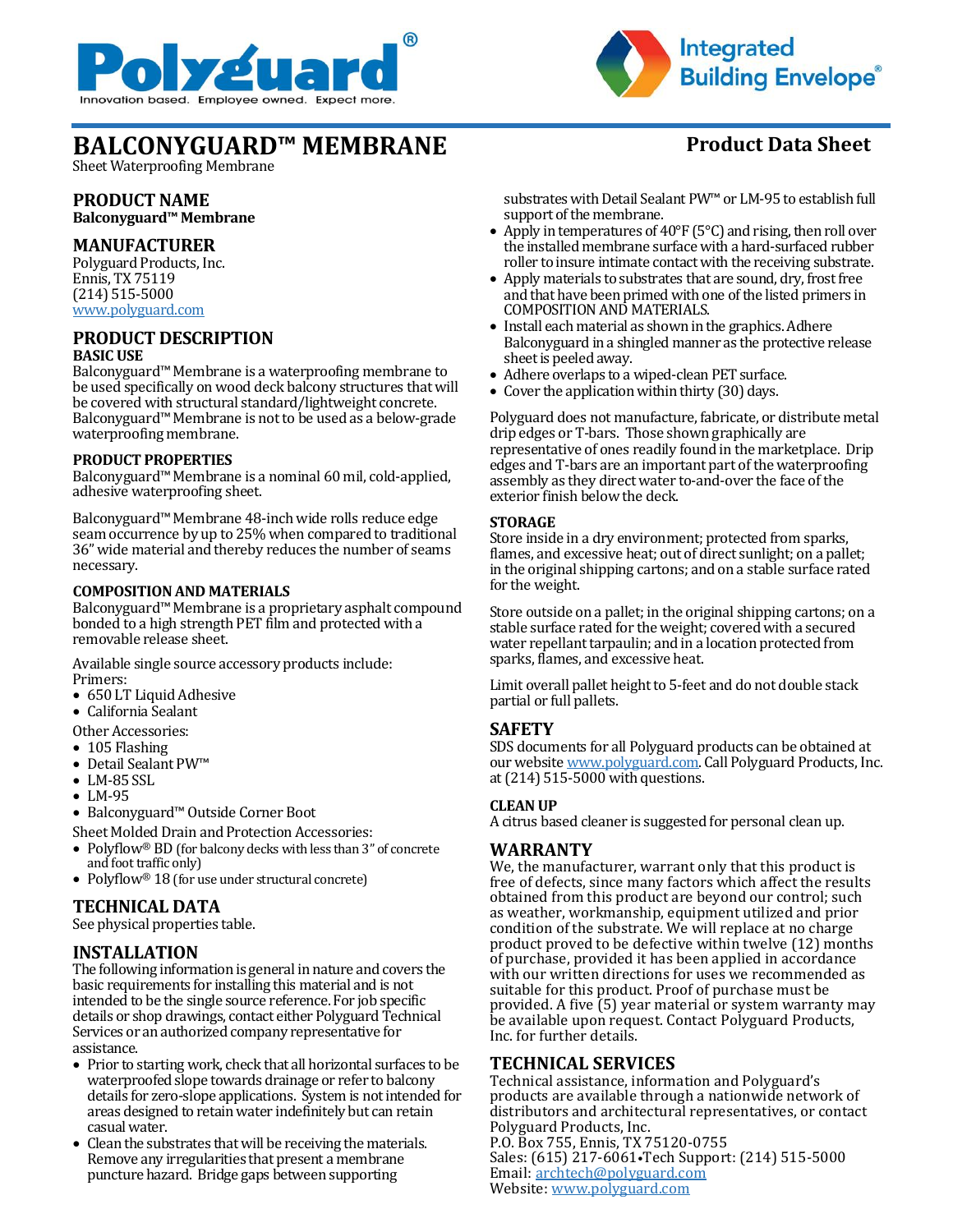Polyguard®
Innovation based. Employee owned. Expect more.

Integrated Building Envelope®

# BALCONYGUARD™ MEMBRANE

**Product Data Sheet**

Sheet Waterproofing Membrane

## PRODUCT NAME

**Balconyguard™ Membrane**

## MANUFACTURER

Polyguard Products, Inc.
Ennis, TX 75119
(214) 515-5000
www.polyguard.com

## PRODUCT DESCRIPTION

### BASIC USE

Balconyguard™ Membrane is a waterproofing membrane to be used specifically on wood deck balcony structures that will be covered with structural standard/lightweight concrete. Balconyguard™ Membrane is not to be used as a below-grade waterproofing membrane.

### PRODUCT PROPERTIES

Balconyguard™ Membrane is a nominal 60 mil, cold-applied, adhesive waterproofing sheet.

Balconyguard™ Membrane 48-inch wide rolls reduce edge seam occurrence by up to 25% when compared to traditional 36" wide material and thereby reduces the number of seams necessary.

### COMPOSITION AND MATERIALS

Balconyguard™ Membrane is a proprietary asphalt compound bonded to a high strength PET film and protected with a removable release sheet.

Available single source accessory products include:

Primers:

- 650 LT Liquid Adhesive
- California Sealant

Other Accessories:

- 105 Flashing
- Detail Sealant PW™
- LM-85 SSL
- LM-95
- Balconyguard™ Outside Corner Boot

Sheet Molded Drain and Protection Accessories:

- Polyflow® BD (for balcony decks with less than 3" of concrete and foot traffic only)
- Polyflow® 18 (for use under structural concrete)

## TECHNICAL DATA

See physical properties table.

## INSTALLATION

The following information is general in nature and covers the basic requirements for installing this material and is not intended to be the single source reference. For job specific details or shop drawings, contact either Polyguard Technical Services or an authorized company representative for assistance.

- Prior to starting work, check that all horizontal surfaces to be waterproofed slope towards drainage or refer to balcony details for zero-slope applications. System is not intended for areas designed to retain water indefinitely but can retain casual water.
- Clean the substrates that will be receiving the materials. Remove any irregularities that present a membrane puncture hazard. Bridge gaps between supporting substrates with Detail Sealant PW™ or LM-95 to establish full support of the membrane.
- Apply in temperatures of 40°F (5°C) and rising, then roll over the installed membrane surface with a hard-surfaced rubber roller to insure intimate contact with the receiving substrate.
- Apply materials to substrates that are sound, dry, frost free and that have been primed with one of the listed primers in COMPOSITION AND MATERIALS.
- Install each material as shown in the graphics. Adhere Balconyguard in a shingled manner as the protective release sheet is peeled away.
- Adhere overlaps to a wiped-clean PET surface.
- Cover the application within thirty (30) days.

Polyguard does not manufacture, fabricate, or distribute metal drip edges or T-bars. Those shown graphically are representative of ones readily found in the marketplace. Drip edges and T-bars are an important part of the waterproofing assembly as they direct water to-and-over the face of the exterior finish below the deck.

### STORAGE

Store inside in a dry environment; protected from sparks, flames, and excessive heat; out of direct sunlight; on a pallet; in the original shipping cartons; and on a stable surface rated for the weight.

Store outside on a pallet; in the original shipping cartons; on a stable surface rated for the weight; covered with a secured water repellant tarpaulin; and in a location protected from sparks, flames, and excessive heat.

Limit overall pallet height to 5-feet and do not double stack partial or full pallets.

## SAFETY

SDS documents for all Polyguard products can be obtained at our website www.polyguard.com. Call Polyguard Products, Inc. at (214) 515-5000 with questions.

### CLEAN UP

A citrus based cleaner is suggested for personal clean up.

## WARRANTY

We, the manufacturer, warrant only that this product is free of defects, since many factors which affect the results obtained from this product are beyond our control; such as weather, workmanship, equipment utilized and prior condition of the substrate. We will replace at no charge product proved to be defective within twelve (12) months of purchase, provided it has been applied in accordance with our written directions for uses we recommended as suitable for this product. Proof of purchase must be provided. A five (5) year material or system warranty may be available upon request. Contact Polyguard Products, Inc. for further details.

## TECHNICAL SERVICES

Technical assistance, information and Polyguard's products are available through a nationwide network of distributors and architectural representatives, or contact Polyguard Products, Inc.
P.O. Box 755, Ennis, TX 75120-0755
Sales: (615) 217-6061•Tech Support: (214) 515-5000
Email: archtech@polyguard.com
Website: www.polyguard.com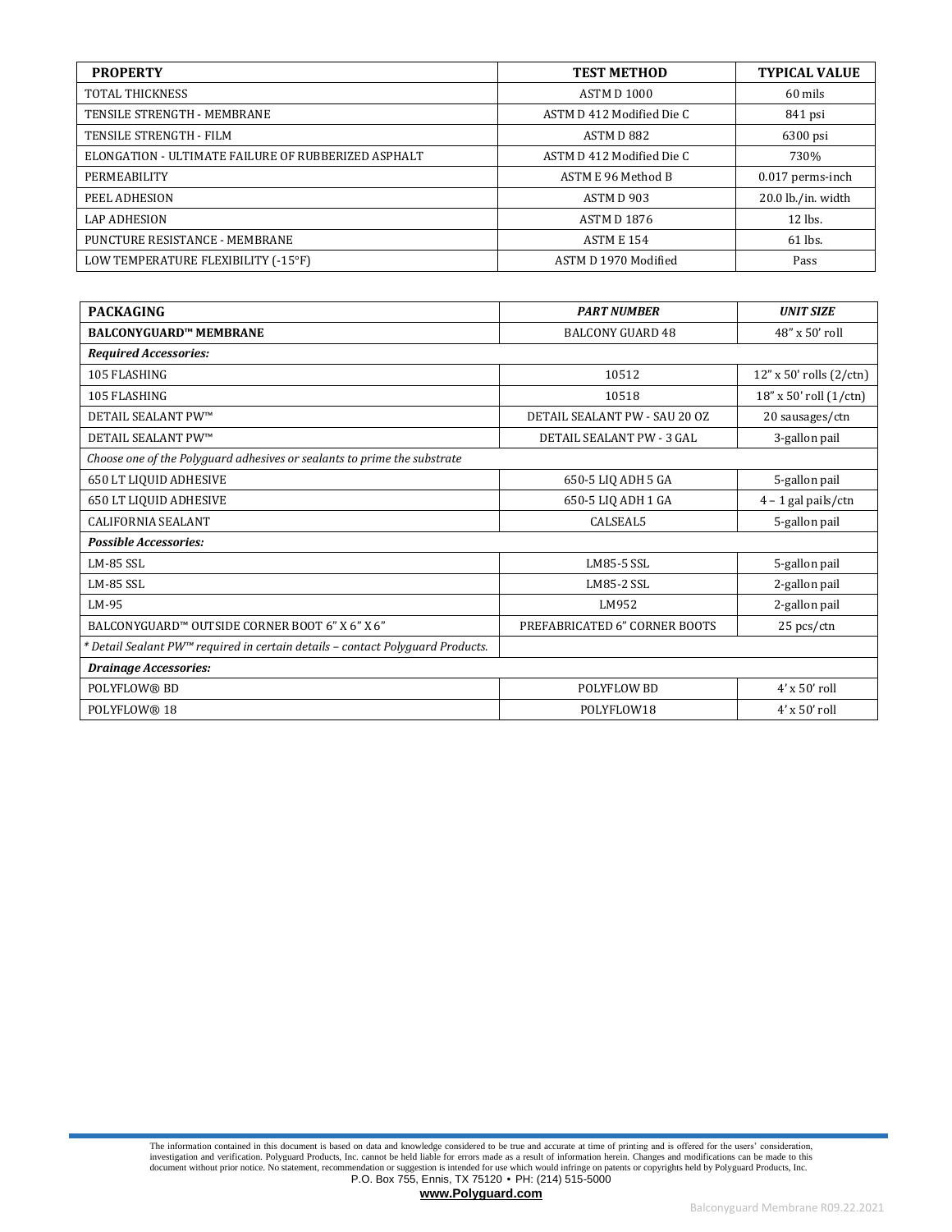| PROPERTY | TEST METHOD | TYPICAL VALUE |
| --- | --- | --- |
| TOTAL THICKNESS | ASTM D 1000 | 60 mils |
| TENSILE STRENGTH - MEMBRANE | ASTM D 412 Modified Die C | 841 psi |
| TENSILE STRENGTH - FILM | ASTM D 882 | 6300 psi |
| ELONGATION - ULTIMATE FAILURE OF RUBBERIZED ASPHALT | ASTM D 412 Modified Die C | 730% |
| PERMEABILITY | ASTM E 96 Method B | 0.017 perms-inch |
| PEEL ADHESION | ASTM D 903 | 20.0 lb./in. width |
| LAP ADHESION | ASTM D 1876 | 12 lbs. |
| PUNCTURE RESISTANCE - MEMBRANE | ASTM E 154 | 61 lbs. |
| LOW TEMPERATURE FLEXIBILITY (-15°F) | ASTM D 1970 Modified | Pass |

| PACKAGING | *PART NUMBER* | *UNIT SIZE* |
| --- | --- | --- |
| **BALCONYGUARD™ MEMBRANE** | BALCONY GUARD 48 | 48" x 50' roll |
| ***Required Accessories:*** | | |
| 105 FLASHING | 10512 | 12" x 50' rolls (2/ctn) |
| 105 FLASHING | 10518 | 18" x 50' roll (1/ctn) |
| DETAIL SEALANT PW™ | DETAIL SEALANT PW - SAU 20 OZ | 20 sausages/ctn |
| DETAIL SEALANT PW™ | DETAIL SEALANT PW - 3 GAL | 3-gallon pail |
| *Choose one of the Polyguard adhesives or sealants to prime the substrate* | | |
| 650 LT LIQUID ADHESIVE | 650-5 LIQ ADH 5 GA | 5-gallon pail |
| 650 LT LIQUID ADHESIVE | 650-5 LIQ ADH 1 GA | 4 – 1 gal pails/ctn |
| CALIFORNIA SEALANT | CALSEAL5 | 5-gallon pail |
| ***Possible Accessories:*** | | |
| LM-85 SSL | LM85-5 SSL | 5-gallon pail |
| LM-85 SSL | LM85-2 SSL | 2-gallon pail |
| LM-95 | LM952 | 2-gallon pail |
| BALCONYGUARD™ OUTSIDE CORNER BOOT 6" X 6" X 6" | PREFABRICATED 6" CORNER BOOTS | 25 pcs/ctn |
| *\* Detail Sealant PW™ required in certain details – contact Polyguard Products.* | | |
| ***Drainage Accessories:*** | | |
| POLYFLOW® BD | POLYFLOW BD | 4' x 50' roll |
| POLYFLOW® 18 | POLYFLOW18 | 4' x 50' roll |

The information contained in this document is based on data and knowledge considered to be true and accurate at time of printing and is offered for the users' consideration, investigation and verification. Polyguard Products, Inc. cannot be held liable for errors made as a result of information herein. Changes and modifications can be made to this document without prior notice. No statement, recommendation or suggestion is intended for use which would infringe on patents or copyrights held by Polyguard Products, Inc.

P.O. Box 755, Ennis, TX 75120 • PH: (214) 515-5000

**www.Polyguard.com**

Balconyguard Membrane R09.22.2021